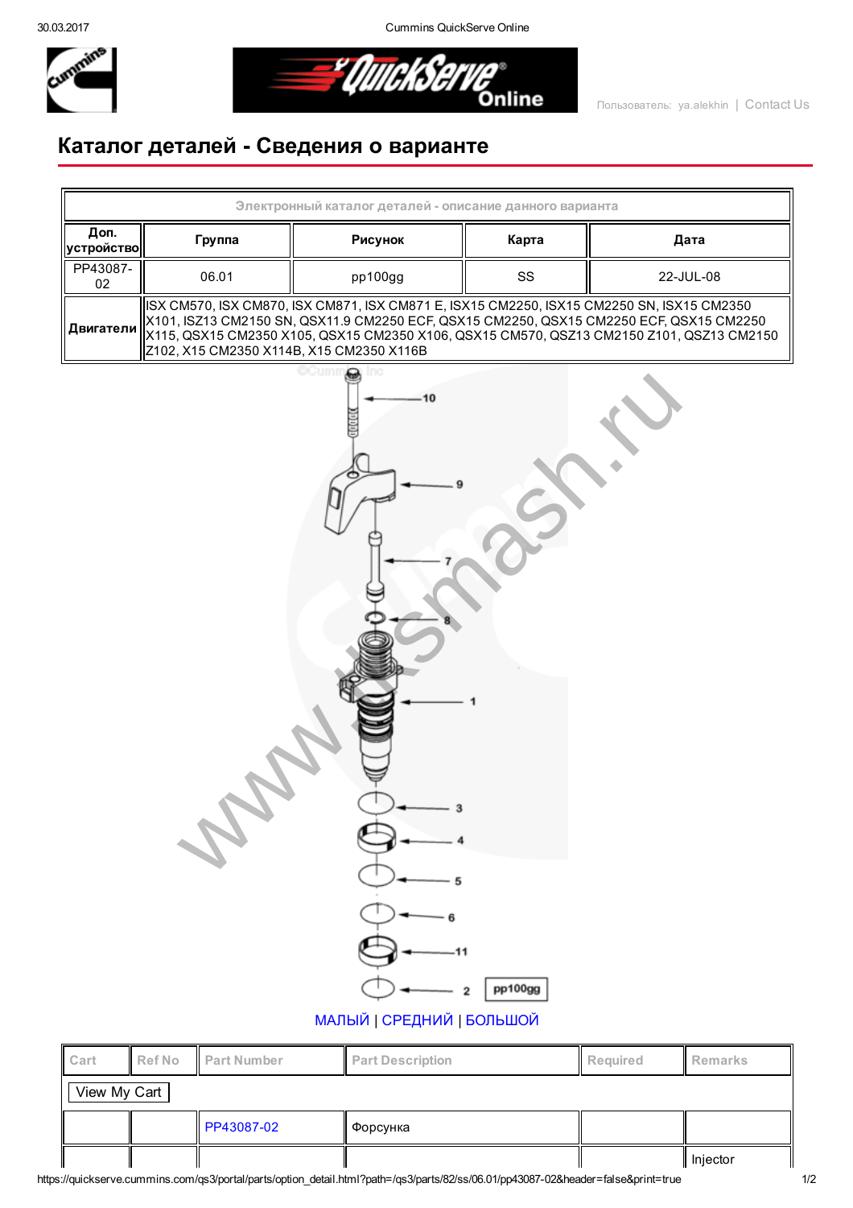# Каталог деталей - Сведения о варианте

| Электронный каталог деталей - описание данного варианта | | | | |
|---|---|---|---|---|
| Доп. устройство | Группа | Рисунок | Карта | Дата |
| PP43087-02 | 06.01 | pp100gg | SS | 22-JUL-08 |
| Двигатели | ISX CM570, ISX CM870, ISX CM871, ISX CM871 E, ISX15 CM2250, ISX15 CM2250 SN, ISX15 CM2350 X101, ISZ13 CM2150 SN, QSX11.9 CM2250 ECF, QSX15 CM2250, QSX15 CM2250 ECF, QSX15 CM2250 X115, QSX15 CM2350 X105, QSX15 CM2350 X106, QSX15 CM570, QSZ13 CM2150 Z101, QSZ13 CM2150 Z102, X15 CM2350 X114B, X15 CM2350 X116B | | | |

МАЛЫЙ | СРЕДНИЙ | БОЛЬШОЙ

| Cart | Ref No | Part Number | Part Description | Required | Remarks |
|---|---|---|---|---|---|
| View My Cart | | | | | |
| | | PP43087-02 | Форсунка | | |
| | | | | | Injector |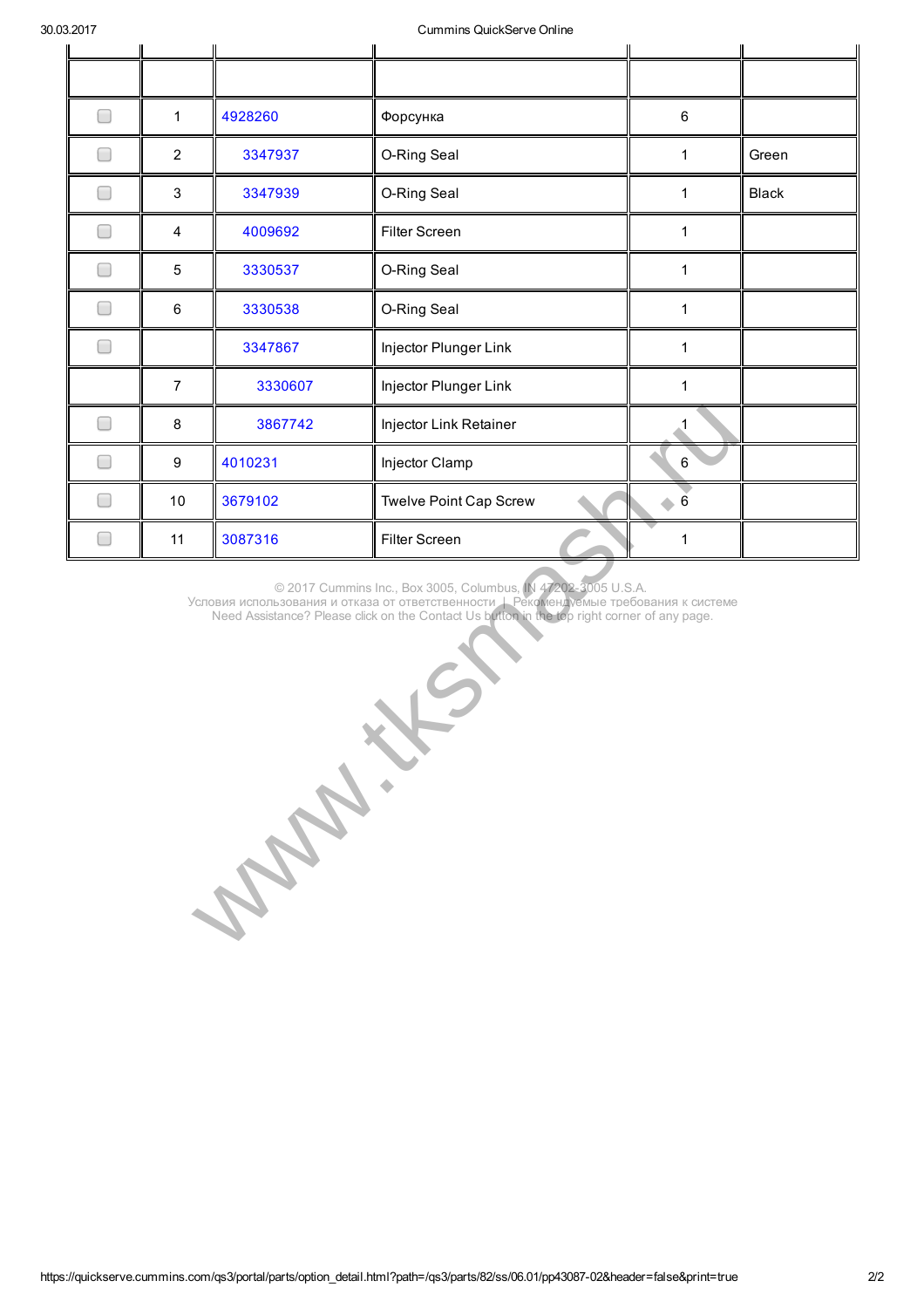| | | | | | |
|---|---|---|---|---|---|
| | | | | | |
| ☐ | 1 | 4928260 | Форсунка | 6 | |
| ☐ | 2 | 3347937 | O-Ring Seal | 1 | Green |
| ☐ | 3 | 3347939 | O-Ring Seal | 1 | Black |
| ☐ | 4 | 4009692 | Filter Screen | 1 | |
| ☐ | 5 | 3330537 | O-Ring Seal | 1 | |
| ☐ | 6 | 3330538 | O-Ring Seal | 1 | |
| ☐ | | 3347867 | Injector Plunger Link | 1 | |
| | 7 | 3330607 | Injector Plunger Link | 1 | |
| ☐ | 8 | 3867742 | Injector Link Retainer | 1 | |
| ☐ | 9 | 4010231 | Injector Clamp | 6 | |
| ☐ | 10 | 3679102 | Twelve Point Cap Screw | 6 | |
| ☐ | 11 | 3087316 | Filter Screen | 1 | |

© 2017 Cummins Inc., Box 3005, Columbus, IN 47202-3005 U.S.A.
Условия использования и отказа от ответственности | Рекомендуемые требования к системе
Need Assistance? Please click on the Contact Us button in the top right corner of any page.